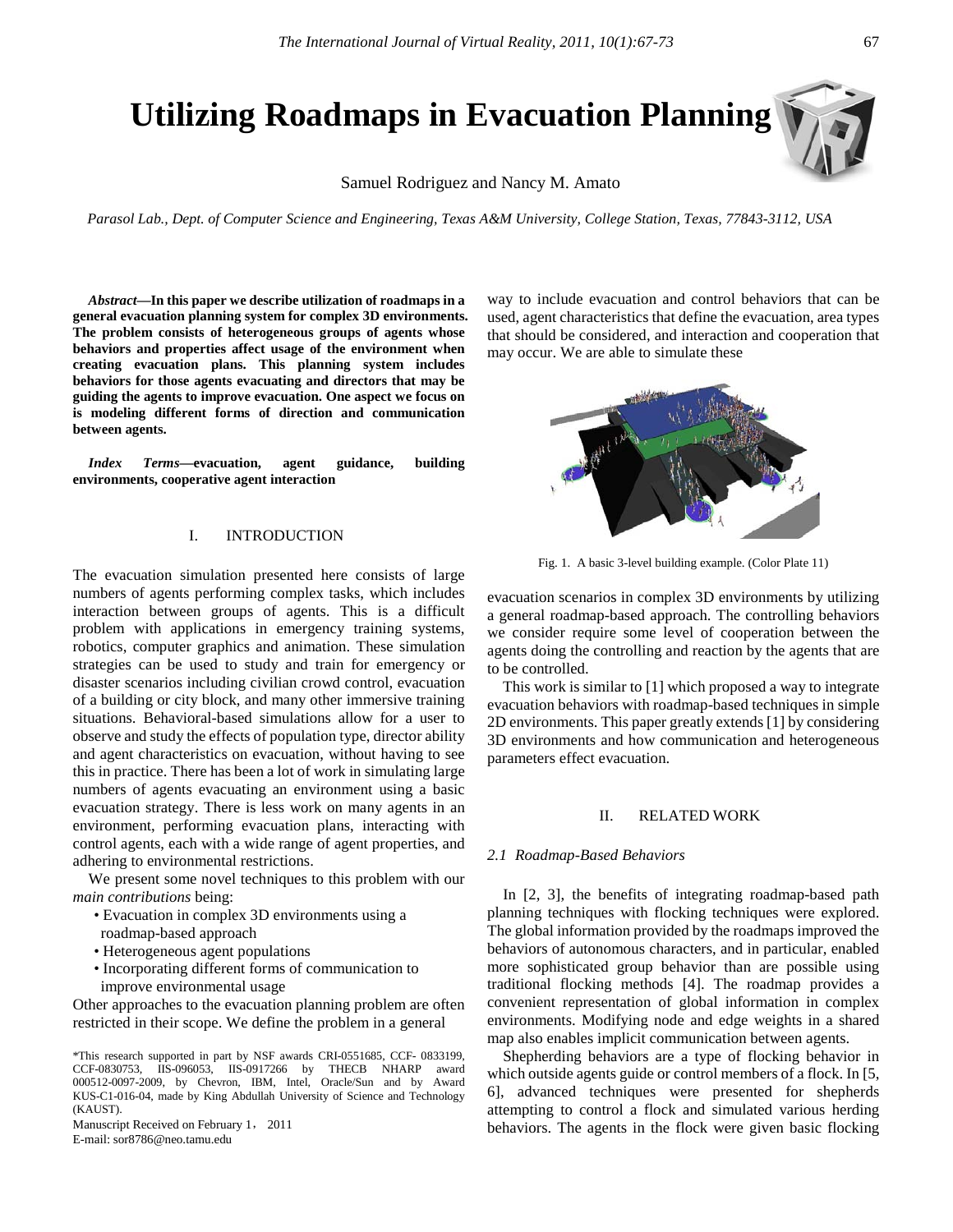# Utilizing Roadmaps in Evacuation Planning

Samuel Rodriguez and Nancy M. Amato

*Parasol Lab., Dept. of Computer Science and Engineering, Texas A&M University, College Station, Texas, 77843-3112, USA*

***Abstract*—In this paper we describe utilization of roadmaps in a general evacuation planning system for complex 3D environments. The problem consists of heterogeneous groups of agents whose behaviors and properties affect usage of the environment when creating evacuation plans. This planning system includes behaviors for those agents evacuating and directors that may be guiding the agents to improve evacuation. One aspect we focus on is modeling different forms of direction and communication between agents.**

***Index Terms*—evacuation, agent guidance, building environments, cooperative agent interaction**

## I. INTRODUCTION

The evacuation simulation presented here consists of large numbers of agents performing complex tasks, which includes interaction between groups of agents. This is a difficult problem with applications in emergency training systems, robotics, computer graphics and animation. These simulation strategies can be used to study and train for emergency or disaster scenarios including civilian crowd control, evacuation of a building or city block, and many other immersive training situations. Behavioral-based simulations allow for a user to observe and study the effects of population type, director ability and agent characteristics on evacuation, without having to see this in practice. There has been a lot of work in simulating large numbers of agents evacuating an environment using a basic evacuation strategy. There is less work on many agents in an environment, performing evacuation plans, interacting with control agents, each with a wide range of agent properties, and adhering to environmental restrictions.

We present some novel techniques to this problem with our *main contributions* being:

- Evacuation in complex 3D environments using a roadmap-based approach
- Heterogeneous agent populations
- Incorporating different forms of communication to improve environmental usage

Other approaches to the evacuation planning problem are often restricted in their scope. We define the problem in a general way to include evacuation and control behaviors that can be used, agent characteristics that define the evacuation, area types that should be considered, and interaction and cooperation that may occur. We are able to simulate these evacuation scenarios in complex 3D environments by utilizing a general roadmap-based approach. The controlling behaviors we consider require some level of cooperation between the agents doing the controlling and reaction by the agents that are to be controlled.

Fig. 1. A basic 3-level building example. (Color Plate 11)

This work is similar to [1] which proposed a way to integrate evacuation behaviors with roadmap-based techniques in simple 2D environments. This paper greatly extends [1] by considering 3D environments and how communication and heterogeneous parameters effect evacuation.

## II. RELATED WORK

### 2.1 Roadmap-Based Behaviors

In [2, 3], the benefits of integrating roadmap-based path planning techniques with flocking techniques were explored. The global information provided by the roadmaps improved the behaviors of autonomous characters, and in particular, enabled more sophisticated group behavior than are possible using traditional flocking methods [4]. The roadmap provides a convenient representation of global information in complex environments. Modifying node and edge weights in a shared map also enables implicit communication between agents.

Shepherding behaviors are a type of flocking behavior in which outside agents guide or control members of a flock. In [5, 6], advanced techniques were presented for shepherds attempting to control a flock and simulated various herding behaviors. The agents in the flock were given basic flocking

*This research supported in part by NSF awards CRI-0551685, CCF- 0833199, CCF-0830753, IIS-096053, IIS-0917266 by THECB NHARP award 000512-0097-2009, by Chevron, IBM, Intel, Oracle/Sun and by Award KUS-C1-016-04, made by King Abdullah University of Science and Technology (KAUST).

Manuscript Received on February 1, 2011

E-mail: sor8786@neo.tamu.edu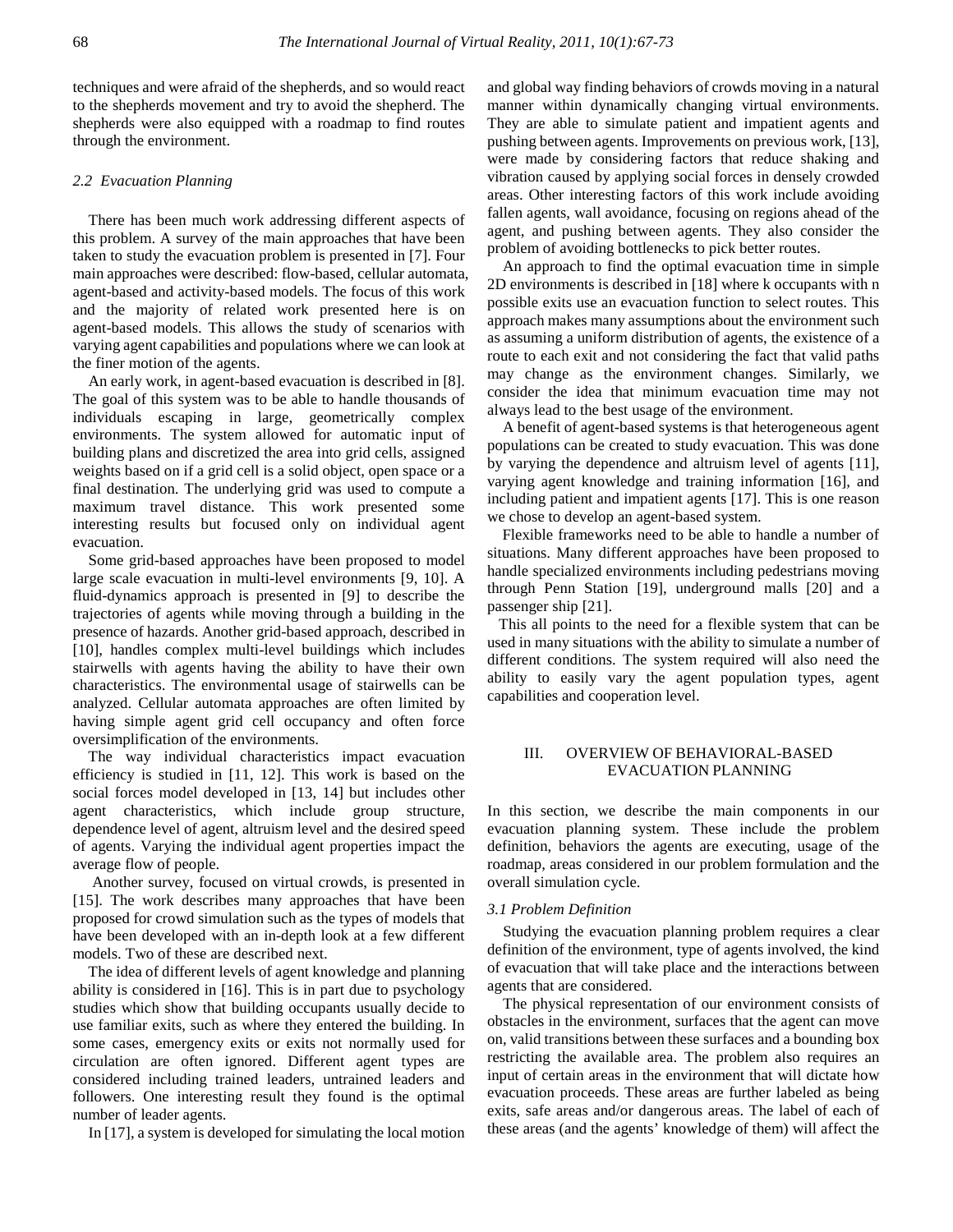techniques and were afraid of the shepherds, and so would react to the shepherds movement and try to avoid the shepherd. The shepherds were also equipped with a roadmap to find routes through the environment.

### *2.2 Evacuation Planning*

There has been much work addressing different aspects of this problem. A survey of the main approaches that have been taken to study the evacuation problem is presented in [7]. Four main approaches were described: flow-based, cellular automata, agent-based and activity-based models. The focus of this work and the majority of related work presented here is on agent-based models. This allows the study of scenarios with varying agent capabilities and populations where we can look at the finer motion of the agents.

An early work, in agent-based evacuation is described in [8]. The goal of this system was to be able to handle thousands of individuals escaping in large, geometrically complex environments. The system allowed for automatic input of building plans and discretized the area into grid cells, assigned weights based on if a grid cell is a solid object, open space or a final destination. The underlying grid was used to compute a maximum travel distance. This work presented some interesting results but focused only on individual agent evacuation.

Some grid-based approaches have been proposed to model large scale evacuation in multi-level environments [9, 10]. A fluid-dynamics approach is presented in [9] to describe the trajectories of agents while moving through a building in the presence of hazards. Another grid-based approach, described in [10], handles complex multi-level buildings which includes stairwells with agents having the ability to have their own characteristics. The environmental usage of stairwells can be analyzed. Cellular automata approaches are often limited by having simple agent grid cell occupancy and often force oversimplification of the environments.

The way individual characteristics impact evacuation efficiency is studied in [11, 12]. This work is based on the social forces model developed in [13, 14] but includes other agent characteristics, which include group structure, dependence level of agent, altruism level and the desired speed of agents. Varying the individual agent properties impact the average flow of people.

Another survey, focused on virtual crowds, is presented in [15]. The work describes many approaches that have been proposed for crowd simulation such as the types of models that have been developed with an in-depth look at a few different models. Two of these are described next.

The idea of different levels of agent knowledge and planning ability is considered in [16]. This is in part due to psychology studies which show that building occupants usually decide to use familiar exits, such as where they entered the building. In some cases, emergency exits or exits not normally used for circulation are often ignored. Different agent types are considered including trained leaders, untrained leaders and followers. One interesting result they found is the optimal number of leader agents.

In [17], a system is developed for simulating the local motion and global way finding behaviors of crowds moving in a natural manner within dynamically changing virtual environments. They are able to simulate patient and impatient agents and pushing between agents. Improvements on previous work, [13], were made by considering factors that reduce shaking and vibration caused by applying social forces in densely crowded areas. Other interesting factors of this work include avoiding fallen agents, wall avoidance, focusing on regions ahead of the agent, and pushing between agents. They also consider the problem of avoiding bottlenecks to pick better routes.

An approach to find the optimal evacuation time in simple 2D environments is described in [18] where k occupants with n possible exits use an evacuation function to select routes. This approach makes many assumptions about the environment such as assuming a uniform distribution of agents, the existence of a route to each exit and not considering the fact that valid paths may change as the environment changes. Similarly, we consider the idea that minimum evacuation time may not always lead to the best usage of the environment.

A benefit of agent-based systems is that heterogeneous agent populations can be created to study evacuation. This was done by varying the dependence and altruism level of agents [11], varying agent knowledge and training information [16], and including patient and impatient agents [17]. This is one reason we chose to develop an agent-based system.

Flexible frameworks need to be able to handle a number of situations. Many different approaches have been proposed to handle specialized environments including pedestrians moving through Penn Station [19], underground malls [20] and a passenger ship [21].

This all points to the need for a flexible system that can be used in many situations with the ability to simulate a number of different conditions. The system required will also need the ability to easily vary the agent population types, agent capabilities and cooperation level.

## III. OVERVIEW OF BEHAVIORAL-BASED EVACUATION PLANNING

In this section, we describe the main components in our evacuation planning system. These include the problem definition, behaviors the agents are executing, usage of the roadmap, areas considered in our problem formulation and the overall simulation cycle.

### *3.1 Problem Definition*

Studying the evacuation planning problem requires a clear definition of the environment, type of agents involved, the kind of evacuation that will take place and the interactions between agents that are considered.

The physical representation of our environment consists of obstacles in the environment, surfaces that the agent can move on, valid transitions between these surfaces and a bounding box restricting the available area. The problem also requires an input of certain areas in the environment that will dictate how evacuation proceeds. These areas are further labeled as being exits, safe areas and/or dangerous areas. The label of each of these areas (and the agents' knowledge of them) will affect the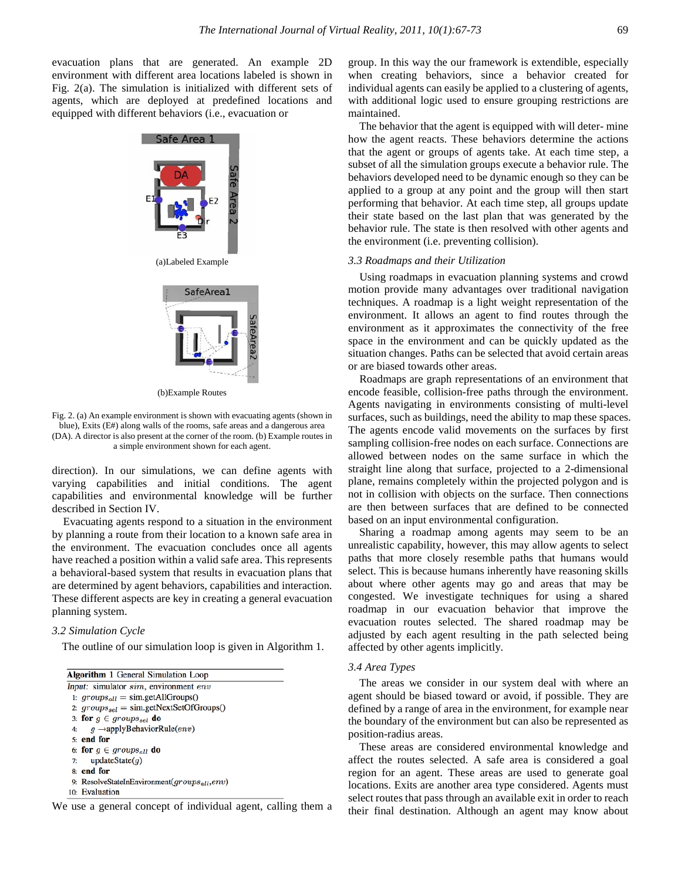evacuation plans that are generated. An example 2D environment with different area locations labeled is shown in Fig. 2(a). The simulation is initialized with different sets of agents, which are deployed at predefined locations and equipped with different behaviors (i.e., evacuation or direction). In our simulations, we can define agents with varying capabilities and initial conditions. The agent capabilities and environmental knowledge will be further described in Section IV.

(a)Labeled Example

(b)Example Routes

Fig. 2. (a) An example environment is shown with evacuating agents (shown in blue), Exits (E#) along walls of the rooms, safe areas and a dangerous area (DA). A director is also present at the corner of the room. (b) Example routes in a simple environment shown for each agent.

Evacuating agents respond to a situation in the environment by planning a route from their location to a known safe area in the environment. The evacuation concludes once all agents have reached a position within a valid safe area. This represents a behavioral-based system that results in evacuation plans that are determined by agent behaviors, capabilities and interaction. These different aspects are key in creating a general evacuation planning system.

### *3.2 Simulation Cycle*

The outline of our simulation loop is given in Algorithm 1.

```
Algorithm 1 General Simulation Loop
Input: simulator sim, environment env
1: groups_all = sim.getAllGroups()
2: groups_sel = sim.getNextSetOfGroups()
3: for g ∈ groups_sel do
4:     g →applyBehaviorRule(env)
5: end for
6: for g ∈ groups_all do
7:     updateState(g)
8: end for
9: ResolveStateInEnvironment(groups_all, env)
10: Evaluation
```

We use a general concept of individual agent, calling them a group. In this way the our framework is extendible, especially when creating behaviors, since a behavior created for individual agents can easily be applied to a clustering of agents, with additional logic used to ensure grouping restrictions are maintained.

The behavior that the agent is equipped with will deter- mine how the agent reacts. These behaviors determine the actions that the agent or groups of agents take. At each time step, a subset of all the simulation groups execute a behavior rule. The behaviors developed need to be dynamic enough so they can be applied to a group at any point and the group will then start performing that behavior. At each time step, all groups update their state based on the last plan that was generated by the behavior rule. The state is then resolved with other agents and the environment (i.e. preventing collision).

### *3.3 Roadmaps and their Utilization*

Using roadmaps in evacuation planning systems and crowd motion provide many advantages over traditional navigation techniques. A roadmap is a light weight representation of the environment. It allows an agent to find routes through the environment as it approximates the connectivity of the free space in the environment and can be quickly updated as the situation changes. Paths can be selected that avoid certain areas or are biased towards other areas.

Roadmaps are graph representations of an environment that encode feasible, collision-free paths through the environment. Agents navigating in environments consisting of multi-level surfaces, such as buildings, need the ability to map these spaces. The agents encode valid movements on the surfaces by first sampling collision-free nodes on each surface. Connections are allowed between nodes on the same surface in which the straight line along that surface, projected to a 2-dimensional plane, remains completely within the projected polygon and is not in collision with objects on the surface. Then connections are then between surfaces that are defined to be connected based on an input environmental configuration.

Sharing a roadmap among agents may seem to be an unrealistic capability, however, this may allow agents to select paths that more closely resemble paths that humans would select. This is because humans inherently have reasoning skills about where other agents may go and areas that may be congested. We investigate techniques for using a shared roadmap in our evacuation behavior that improve the evacuation routes selected. The shared roadmap may be adjusted by each agent resulting in the path selected being affected by other agents implicitly.

### *3.4 Area Types*

The areas we consider in our system deal with where an agent should be biased toward or avoid, if possible. They are defined by a range of area in the environment, for example near the boundary of the environment but can also be represented as position-radius areas.

These areas are considered environmental knowledge and affect the routes selected. A safe area is considered a goal region for an agent. These areas are used to generate goal locations. Exits are another area type considered. Agents must select routes that pass through an available exit in order to reach their final destination. Although an agent may know about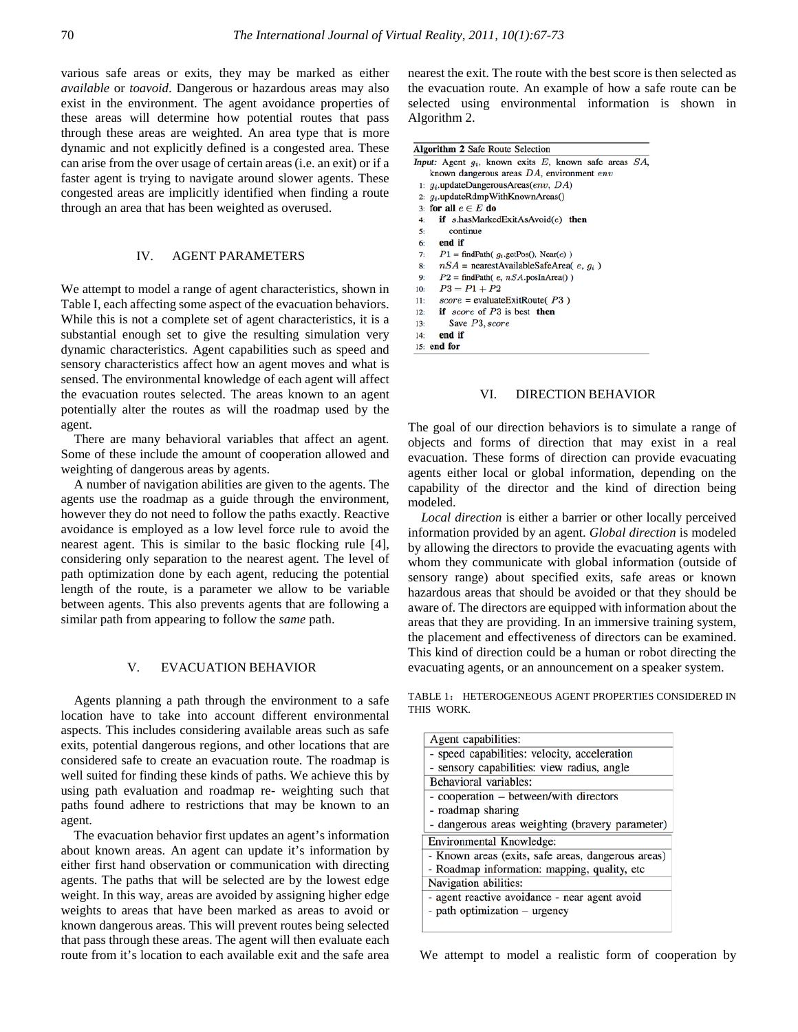various safe areas or exits, they may be marked as either *available* or *toavoid*. Dangerous or hazardous areas may also exist in the environment. The agent avoidance properties of these areas will determine how potential routes that pass through these areas are weighted. An area type that is more dynamic and not explicitly defined is a congested area. These can arise from the over usage of certain areas (i.e. an exit) or if a faster agent is trying to navigate around slower agents. These congested areas are implicitly identified when finding a route through an area that has been weighted as overused.

## IV. AGENT PARAMETERS

We attempt to model a range of agent characteristics, shown in Table I, each affecting some aspect of the evacuation behaviors. While this is not a complete set of agent characteristics, it is a substantial enough set to give the resulting simulation very dynamic characteristics. Agent capabilities such as speed and sensory characteristics affect how an agent moves and what is sensed. The environmental knowledge of each agent will affect the evacuation routes selected. The areas known to an agent potentially alter the routes as will the roadmap used by the agent.

There are many behavioral variables that affect an agent. Some of these include the amount of cooperation allowed and weighting of dangerous areas by agents.

A number of navigation abilities are given to the agents. The agents use the roadmap as a guide through the environment, however they do not need to follow the paths exactly. Reactive avoidance is employed as a low level force rule to avoid the nearest agent. This is similar to the basic flocking rule [4], considering only separation to the nearest agent. The level of path optimization done by each agent, reducing the potential length of the route, is a parameter we allow to be variable between agents. This also prevents agents that are following a similar path from appearing to follow the *same* path.

## V. EVACUATION BEHAVIOR

Agents planning a path through the environment to a safe location have to take into account different environmental aspects. This includes considering available areas such as safe exits, potential dangerous regions, and other locations that are considered safe to create an evacuation route. The roadmap is well suited for finding these kinds of paths. We achieve this by using path evaluation and roadmap re- weighting such that paths found adhere to restrictions that may be known to an agent.

The evacuation behavior first updates an agent's information about known areas. An agent can update it's information by either first hand observation or communication with directing agents. The paths that will be selected are by the lowest edge weight. In this way, areas are avoided by assigning higher edge weights to areas that have been marked as areas to avoid or known dangerous areas. This will prevent routes being selected that pass through these areas. The agent will then evaluate each route from it's location to each available exit and the safe area nearest the exit. The route with the best score is then selected as the evacuation route. An example of how a safe route can be selected using environmental information is shown in Algorithm 2.

**Algorithm 2** Safe Route Selection

***Input:*** Agent $g_i$, known exits $E$, known safe areas $SA$, known dangerous areas $DA$, environment $env$

```
1:  g_i.updateDangerousAreas(env, DA)
2:  g_i.updateRdmpWithKnownAreas()
3:  for all e ∈ E do
4:    if s.hasMarkedExitAsAvoid(e) then
5:      continue
6:    end if
7:    P1 = findPath( g_i.getPos(), Near(e) )
8:    nSA = nearestAvailableSafeArea( e, g_i )
9:    P2 = findPath( e, nSA.posInArea() )
10:   P3 = P1 + P2
11:   score = evaluateExitRoute( P3 )
12:   if score of P3 is best then
13:     Save P3, score
14:   end if
15: end for
```

## VI. DIRECTION BEHAVIOR

The goal of our direction behaviors is to simulate a range of objects and forms of direction that may exist in a real evacuation. These forms of direction can provide evacuating agents either local or global information, depending on the capability of the director and the kind of direction being modeled.

*Local direction* is either a barrier or other locally perceived information provided by an agent. *Global direction* is modeled by allowing the directors to provide the evacuating agents with whom they communicate with global information (outside of sensory range) about specified exits, safe areas or known hazardous areas that should be avoided or that they should be aware of. The directors are equipped with information about the areas that they are providing. In an immersive training system, the placement and effectiveness of directors can be examined. This kind of direction could be a human or robot directing the evacuating agents, or an announcement on a speaker system.

TABLE 1: HETEROGENEOUS AGENT PROPERTIES CONSIDERED IN THIS WORK.

| Agent capabilities: |
|---|
| - speed capabilities: velocity, acceleration |
| - sensory capabilities: view radius, angle |
| **Behavioral variables:** |
| - cooperation – between/with directors |
| - roadmap sharing |
| - dangerous areas weighting (bravery parameter) |
| **Environmental Knowledge:** |
| - Known areas (exits, safe areas, dangerous areas) |
| - Roadmap information: mapping, quality, etc |
| **Navigation abilities:** |
| - agent reactive avoidance - near agent avoid |
| - path optimization – urgency |

We attempt to model a realistic form of cooperation by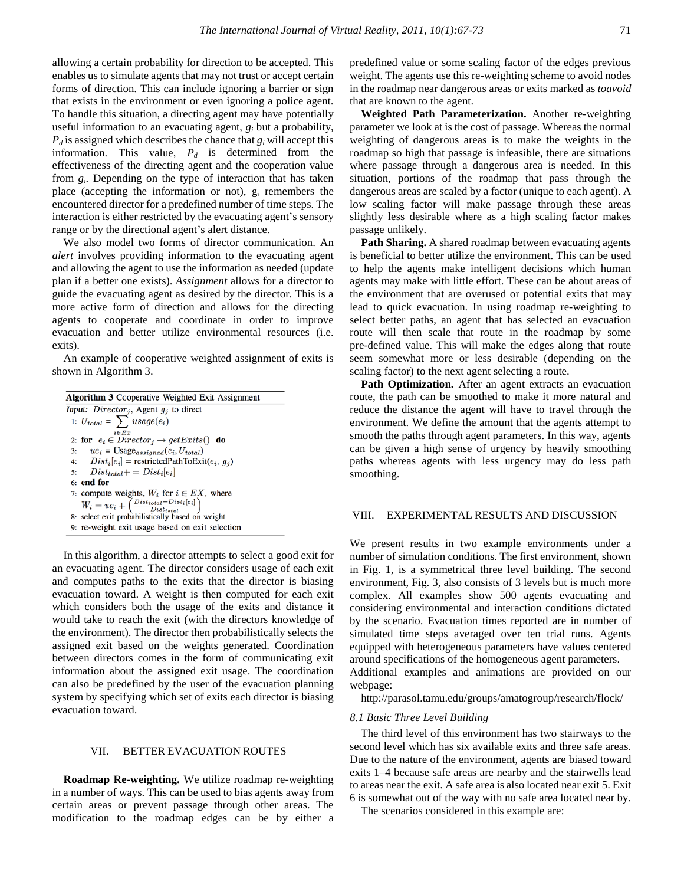allowing a certain probability for direction to be accepted. This enables us to simulate agents that may not trust or accept certain forms of direction. This can include ignoring a barrier or sign that exists in the environment or even ignoring a police agent. To handle this situation, a directing agent may have potentially useful information to an evacuating agent, $g_i$ but a probability, $P_d$ is assigned which describes the chance that $g_i$ will accept this information. This value, $P_d$ is determined from the effectiveness of the directing agent and the cooperation value from $g_i$. Depending on the type of interaction that has taken place (accepting the information or not), $g_i$ remembers the encountered director for a predefined number of time steps. The interaction is either restricted by the evacuating agent's sensory range or by the directional agent's alert distance.

We also model two forms of director communication. An *alert* involves providing information to the evacuating agent and allowing the agent to use the information as needed (update plan if a better one exists). *Assignment* allows for a director to guide the evacuating agent as desired by the director. This is a more active form of direction and allows for the directing agents to cooperate and coordinate in order to improve evacuation and better utilize environmental resources (i.e. exits).

An example of cooperative weighted assignment of exits is shown in Algorithm 3.

**Algorithm 3** Cooperative Weighted Exit Assignment

*Input:* $Director_j$, Agent $g_j$ to direct

1: $U_{total} = \sum_{i \in Ex} usage(e_i)$
2: **for** $e_i \in Director_j \rightarrow getExits()$ **do**
3: $ue_i = \text{Usage}_{assigned}(e_i, U_{total})$
4: $Dist_i[e_i] = \text{restrictedPathToExit}(e_i, g_j)$
5: $Dist_{total} += Dist_i[e_i]$
6: **end for**
7: compute weights, $W_i$ for $i \in EX$, where $W_i = ue_i + \left(\frac{Dist_{total} - Dist_i[e_i]}{Dist_{total}}\right)$
8: select exit probabilistically based on weight
9: re-weight exit usage based on exit selection

In this algorithm, a director attempts to select a good exit for an evacuating agent. The director considers usage of each exit and computes paths to the exits that the director is biasing evacuation toward. A weight is then computed for each exit which considers both the usage of the exits and distance it would take to reach the exit (with the directors knowledge of the environment). The director then probabilistically selects the assigned exit based on the weights generated. Coordination between directors comes in the form of communicating exit information about the assigned exit usage. The coordination can also be predefined by the user of the evacuation planning system by specifying which set of exits each director is biasing evacuation toward.

## VII. BETTER EVACUATION ROUTES

**Roadmap Re-weighting.** We utilize roadmap re-weighting in a number of ways. This can be used to bias agents away from certain areas or prevent passage through other areas. The modification to the roadmap edges can be by either a predefined value or some scaling factor of the edges previous weight. The agents use this re-weighting scheme to avoid nodes in the roadmap near dangerous areas or exits marked as *toavoid* that are known to the agent.

**Weighted Path Parameterization.** Another re-weighting parameter we look at is the cost of passage. Whereas the normal weighting of dangerous areas is to make the weights in the roadmap so high that passage is infeasible, there are situations where passage through a dangerous area is needed. In this situation, portions of the roadmap that pass through the dangerous areas are scaled by a factor (unique to each agent). A low scaling factor will make passage through these areas slightly less desirable where as a high scaling factor makes passage unlikely.

**Path Sharing.** A shared roadmap between evacuating agents is beneficial to better utilize the environment. This can be used to help the agents make intelligent decisions which human agents may make with little effort. These can be about areas of the environment that are overused or potential exits that may lead to quick evacuation. In using roadmap re-weighting to select better paths, an agent that has selected an evacuation route will then scale that route in the roadmap by some pre-defined value. This will make the edges along that route seem somewhat more or less desirable (depending on the scaling factor) to the next agent selecting a route.

**Path Optimization.** After an agent extracts an evacuation route, the path can be smoothed to make it more natural and reduce the distance the agent will have to travel through the environment. We define the amount that the agents attempt to smooth the paths through agent parameters. In this way, agents can be given a high sense of urgency by heavily smoothing paths whereas agents with less urgency may do less path smoothing.

## VIII. EXPERIMENTAL RESULTS AND DISCUSSION

We present results in two example environments under a number of simulation conditions. The first environment, shown in Fig. 1, is a symmetrical three level building. The second environment, Fig. 3, also consists of 3 levels but is much more complex. All examples show 500 agents evacuating and considering environmental and interaction conditions dictated by the scenario. Evacuation times reported are in number of simulated time steps averaged over ten trial runs. Agents equipped with heterogeneous parameters have values centered around specifications of the homogeneous agent parameters.
Additional examples and animations are provided on our webpage:

http://parasol.tamu.edu/groups/amatogroup/research/flock/

### *8.1 Basic Three Level Building*

The third level of this environment has two stairways to the second level which has six available exits and three safe areas. Due to the nature of the environment, agents are biased toward exits 1–4 because safe areas are nearby and the stairwells lead to areas near the exit. A safe area is also located near exit 5. Exit 6 is somewhat out of the way with no safe area located near by.

The scenarios considered in this example are: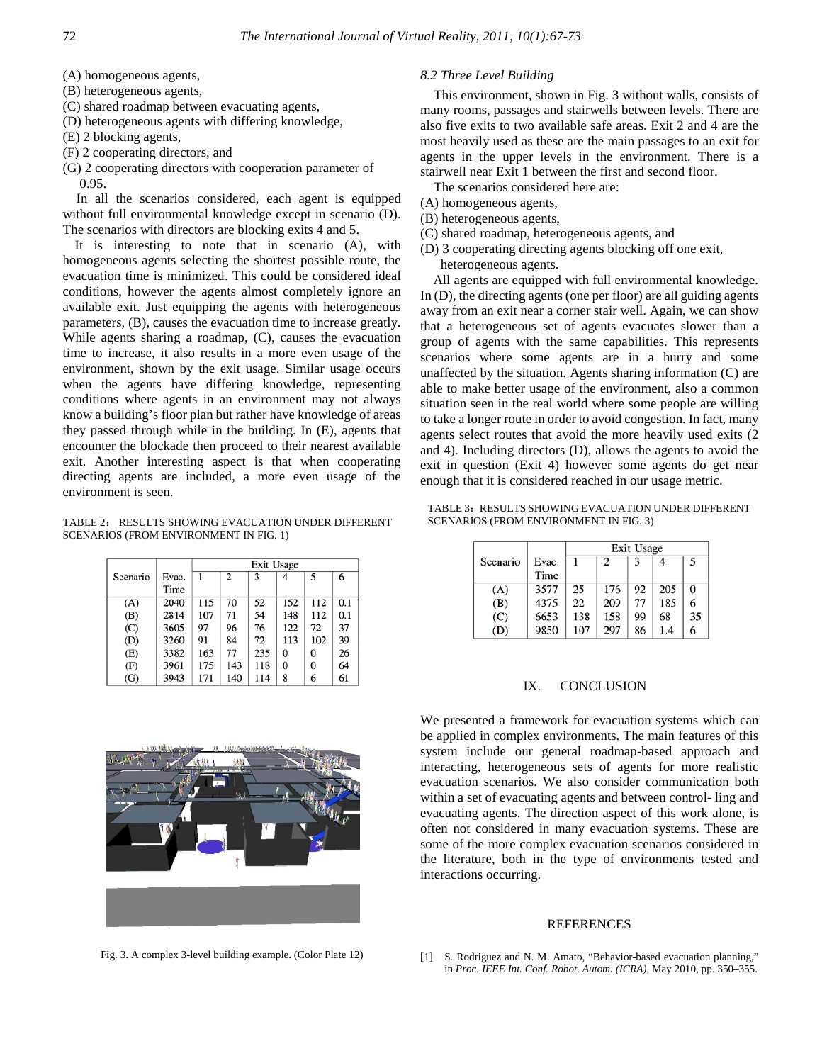(A) homogeneous agents,
(B) heterogeneous agents,
(C) shared roadmap between evacuating agents,
(D) heterogeneous agents with differing knowledge,
(E) 2 blocking agents,
(F) 2 cooperating directors, and
(G) 2 cooperating directors with cooperation parameter of 0.95.

In all the scenarios considered, each agent is equipped without full environmental knowledge except in scenario (D). The scenarios with directors are blocking exits 4 and 5.

It is interesting to note that in scenario (A), with homogeneous agents selecting the shortest possible route, the evacuation time is minimized. This could be considered ideal conditions, however the agents almost completely ignore an available exit. Just equipping the agents with heterogeneous parameters, (B), causes the evacuation time to increase greatly. While agents sharing a roadmap, (C), causes the evacuation time to increase, it also results in a more even usage of the environment, shown by the exit usage. Similar usage occurs when the agents have differing knowledge, representing conditions where agents in an environment may not always know a building's floor plan but rather have knowledge of areas they passed through while in the building. In (E), agents that encounter the blockade then proceed to their nearest available exit. Another interesting aspect is that when cooperating directing agents are included, a more even usage of the environment is seen.

TABLE 2: RESULTS SHOWING EVACUATION UNDER DIFFERENT SCENARIOS (FROM ENVIRONMENT IN FIG. 1)

| Scenario | Evac. Time | Exit Usage | | | | | |
|---|---|---|---|---|---|---|---|
| | | 1 | 2 | 3 | 4 | 5 | 6 |
| (A) | 2040 | 115 | 70 | 52 | 152 | 112 | 0.1 |
| (B) | 2814 | 107 | 71 | 54 | 148 | 112 | 0.1 |
| (C) | 3605 | 97 | 96 | 76 | 122 | 72 | 37 |
| (D) | 3260 | 91 | 84 | 72 | 113 | 102 | 39 |
| (E) | 3382 | 163 | 77 | 235 | 0 | 0 | 26 |
| (F) | 3961 | 175 | 143 | 118 | 0 | 0 | 64 |
| (G) | 3943 | 171 | 140 | 114 | 8 | 6 | 61 |

Fig. 3. A complex 3-level building example. (Color Plate 12)

*8.2 Three Level Building*

This environment, shown in Fig. 3 without walls, consists of many rooms, passages and stairwells between levels. There are also five exits to two available safe areas. Exit 2 and 4 are the most heavily used as these are the main passages to an exit for agents in the upper levels in the environment. There is a stairwell near Exit 1 between the first and second floor.

The scenarios considered here are:

(A) homogeneous agents,
(B) heterogeneous agents,
(C) shared roadmap, heterogeneous agents, and
(D) 3 cooperating directing agents blocking off one exit, heterogeneous agents.

All agents are equipped with full environmental knowledge. In (D), the directing agents (one per floor) are all guiding agents away from an exit near a corner stair well. Again, we can show that a heterogeneous set of agents evacuates slower than a group of agents with the same capabilities. This represents scenarios where some agents are in a hurry and some unaffected by the situation. Agents sharing information (C) are able to make better usage of the environment, also a common situation seen in the real world where some people are willing to take a longer route in order to avoid congestion. In fact, many agents select routes that avoid the more heavily used exits (2 and 4). Including directors (D), allows the agents to avoid the exit in question (Exit 4) however some agents do get near enough that it is considered reached in our usage metric.

TABLE 3: RESULTS SHOWING EVACUATION UNDER DIFFERENT SCENARIOS (FROM ENVIRONMENT IN FIG. 3)

| Scenario | Evac. Time | Exit Usage | | | | |
|---|---|---|---|---|---|---|
| | | 1 | 2 | 3 | 4 | 5 |
| (A) | 3577 | 25 | 176 | 92 | 205 | 0 |
| (B) | 4375 | 22 | 209 | 77 | 185 | 6 |
| (C) | 6653 | 138 | 158 | 99 | 68 | 35 |
| (D) | 9850 | 107 | 297 | 86 | 1.4 | 6 |

## IX. CONCLUSION

We presented a framework for evacuation systems which can be applied in complex environments. The main features of this system include our general roadmap-based approach and interacting, heterogeneous sets of agents for more realistic evacuation scenarios. We also consider communication both within a set of evacuating agents and between control- ling and evacuating agents. The direction aspect of this work alone, is often not considered in many evacuation systems. These are some of the more complex evacuation scenarios considered in the literature, both in the type of environments tested and interactions occurring.

## REFERENCES

[1] S. Rodriguez and N. M. Amato, "Behavior-based evacuation planning," in *Proc. IEEE Int. Conf. Robot. Autom. (ICRA)*, May 2010, pp. 350–355.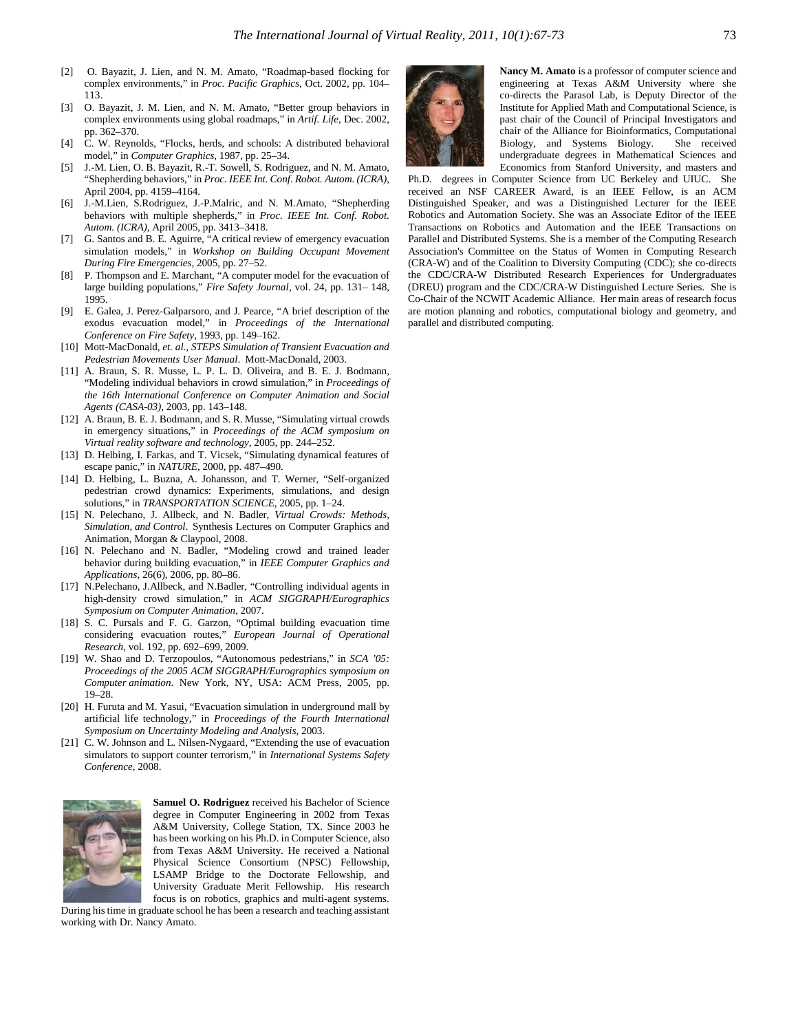[2] O. Bayazit, J. Lien, and N. M. Amato, "Roadmap-based flocking for complex environments," in *Proc. Pacific Graphics*, Oct. 2002, pp. 104–113.

[3] O. Bayazit, J. M. Lien, and N. M. Amato, "Better group behaviors in complex environments using global roadmaps," in *Artif. Life*, Dec. 2002, pp. 362–370.

[4] C. W. Reynolds, "Flocks, herds, and schools: A distributed behavioral model," in *Computer Graphics*, 1987, pp. 25–34.

[5] J.-M. Lien, O. B. Bayazit, R.-T. Sowell, S. Rodriguez, and N. M. Amato, "Shepherding behaviors," in *Proc. IEEE Int. Conf. Robot. Autom. (ICRA)*, April 2004, pp. 4159–4164.

[6] J.-M.Lien, S.Rodriguez, J.-P.Malric, and N. M.Amato, "Shepherding behaviors with multiple shepherds," in *Proc. IEEE Int. Conf. Robot. Autom. (ICRA)*, April 2005, pp. 3413–3418.

[7] G. Santos and B. E. Aguirre, "A critical review of emergency evacuation simulation models," in *Workshop on Building Occupant Movement During Fire Emergencies*, 2005, pp. 27–52.

[8] P. Thompson and E. Marchant, "A computer model for the evacuation of large building populations," *Fire Safety Journal*, vol. 24, pp. 131– 148, 1995.

[9] E. Galea, J. Perez-Galparsoro, and J. Pearce, "A brief description of the exodus evacuation model," in *Proceedings of the International Conference on Fire Safety*, 1993, pp. 149–162.

[10] Mott-MacDonald, *et. al.*, *STEPS Simulation of Transient Evacuation and Pedestrian Movements User Manual*. Mott-MacDonald, 2003.

[11] A. Braun, S. R. Musse, L. P. L. D. Oliveira, and B. E. J. Bodmann, "Modeling individual behaviors in crowd simulation," in *Proceedings of the 16th International Conference on Computer Animation and Social Agents (CASA-03)*, 2003, pp. 143–148.

[12] A. Braun, B. E. J. Bodmann, and S. R. Musse, "Simulating virtual crowds in emergency situations," in *Proceedings of the ACM symposium on Virtual reality software and technology*, 2005, pp. 244–252.

[13] D. Helbing, I. Farkas, and T. Vicsek, "Simulating dynamical features of escape panic," in *NATURE*, 2000, pp. 487–490.

[14] D. Helbing, L. Buzna, A. Johansson, and T. Werner, "Self-organized pedestrian crowd dynamics: Experiments, simulations, and design solutions," in *TRANSPORTATION SCIENCE*, 2005, pp. 1–24.

[15] N. Pelechano, J. Allbeck, and N. Badler, *Virtual Crowds: Methods, Simulation, and Control*. Synthesis Lectures on Computer Graphics and Animation, Morgan & Claypool, 2008.

[16] N. Pelechano and N. Badler, "Modeling crowd and trained leader behavior during building evacuation," in *IEEE Computer Graphics and Applications*, 26(6), 2006, pp. 80–86.

[17] N.Pelechano, J.Allbeck, and N.Badler, "Controlling individual agents in high-density crowd simulation," in *ACM SIGGRAPH/Eurographics Symposium on Computer Animation*, 2007.

[18] S. C. Pursals and F. G. Garzon, "Optimal building evacuation time considering evacuation routes," *European Journal of Operational Research*, vol. 192, pp. 692–699, 2009.

[19] W. Shao and D. Terzopoulos, "Autonomous pedestrians," in *SCA '05: Proceedings of the 2005 ACM SIGGRAPH/Eurographics symposium on Computer animation*. New York, NY, USA: ACM Press, 2005, pp. 19–28.

[20] H. Furuta and M. Yasui, "Evacuation simulation in underground mall by artificial life technology," in *Proceedings of the Fourth International Symposium on Uncertainty Modeling and Analysis*, 2003.

[21] C. W. Johnson and L. Nilsen-Nygaard, "Extending the use of evacuation simulators to support counter terrorism," in *International Systems Safety Conference*, 2008.

**Samuel O. Rodriguez** received his Bachelor of Science degree in Computer Engineering in 2002 from Texas A&M University, College Station, TX. Since 2003 he has been working on his Ph.D. in Computer Science, also from Texas A&M University. He received a National Physical Science Consortium (NPSC) Fellowship, LSAMP Bridge to the Doctorate Fellowship, and University Graduate Merit Fellowship. His research focus is on robotics, graphics and multi-agent systems. During his time in graduate school he has been a research and teaching assistant working with Dr. Nancy Amato.

**Nancy M. Amato** is a professor of computer science and engineering at Texas A&M University where she co-directs the Parasol Lab, is Deputy Director of the Institute for Applied Math and Computational Science, is past chair of the Council of Principal Investigators and chair of the Alliance for Bioinformatics, Computational Biology, and Systems Biology. She received undergraduate degrees in Mathematical Sciences and Economics from Stanford University, and masters and Ph.D. degrees in Computer Science from UC Berkeley and UIUC. She received an NSF CAREER Award, is an IEEE Fellow, is an ACM Distinguished Speaker, and was a Distinguished Lecturer for the IEEE Robotics and Automation Society. She was an Associate Editor of the IEEE Transactions on Robotics and Automation and the IEEE Transactions on Parallel and Distributed Systems. She is a member of the Computing Research Association's Committee on the Status of Women in Computing Research (CRA-W) and of the Coalition to Diversity Computing (CDC); she co-directs the CDC/CRA-W Distributed Research Experiences for Undergraduates (DREU) program and the CDC/CRA-W Distinguished Lecture Series. She is Co-Chair of the NCWIT Academic Alliance. Her main areas of research focus are motion planning and robotics, computational biology and geometry, and parallel and distributed computing.